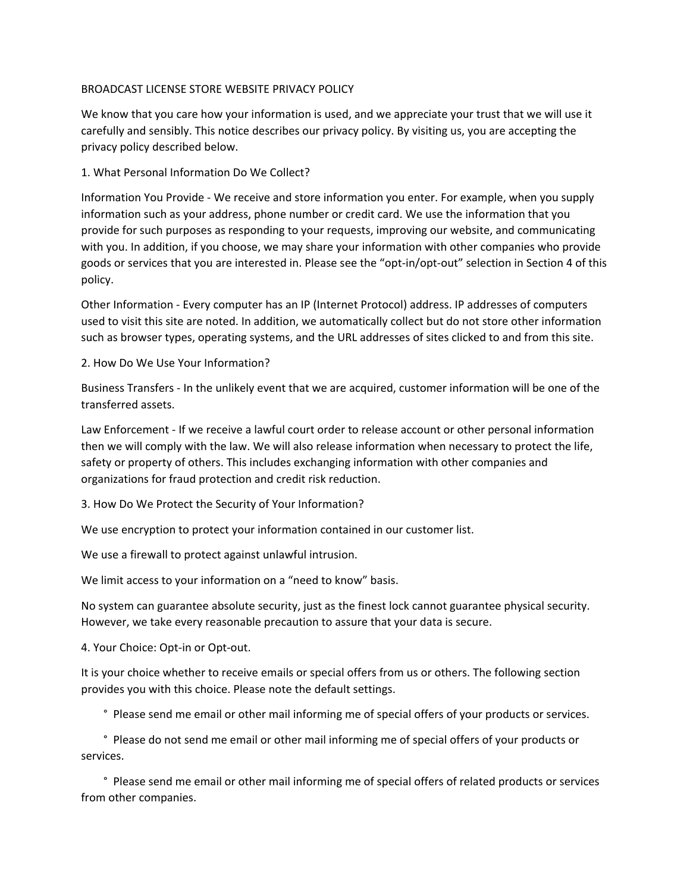# BROADCAST LICENSE STORE WEBSITE PRIVACY POLICY

We know that you care how your information is used, and we appreciate your trust that we will use it carefully and sensibly. This notice describes our privacy policy. By visiting us, you are accepting the privacy policy described below.

## 1. What Personal Information Do We Collect?

Information You Provide - We receive and store information you enter. For example, when you supply information such as your address, phone number or credit card. We use the information that you provide for such purposes as responding to your requests, improving our website, and communicating with you. In addition, if you choose, we may share your information with other companies who provide goods or services that you are interested in. Please see the "opt-in/opt-out" selection in Section 4 of this policy.

Other Information - Every computer has an IP (Internet Protocol) address. IP addresses of computers used to visit this site are noted. In addition, we automatically collect but do not store other information such as browser types, operating systems, and the URL addresses of sites clicked to and from this site.

## 2. How Do We Use Your Information?

Business Transfers - In the unlikely event that we are acquired, customer information will be one of the transferred assets.

Law Enforcement - If we receive a lawful court order to release account or other personal information then we will comply with the law. We will also release information when necessary to protect the life, safety or property of others. This includes exchanging information with other companies and organizations for fraud protection and credit risk reduction.

## 3. How Do We Protect the Security of Your Information?

We use encryption to protect your information contained in our customer list.

We use a firewall to protect against unlawful intrusion.

We limit access to your information on a "need to know" basis.

No system can guarantee absolute security, just as the finest lock cannot guarantee physical security. However, we take every reasonable precaution to assure that your data is secure.

## 4. Your Choice: Opt-in or Opt-out.

It is your choice whether to receive emails or special offers from us or others. The following section provides you with this choice. Please note the default settings.

° Please send me email or other mail informing me of special offers of your products or services.

° Please do not send me email or other mail informing me of special offers of your products or services.

° Please send me email or other mail informing me of special offers of related products or services from other companies.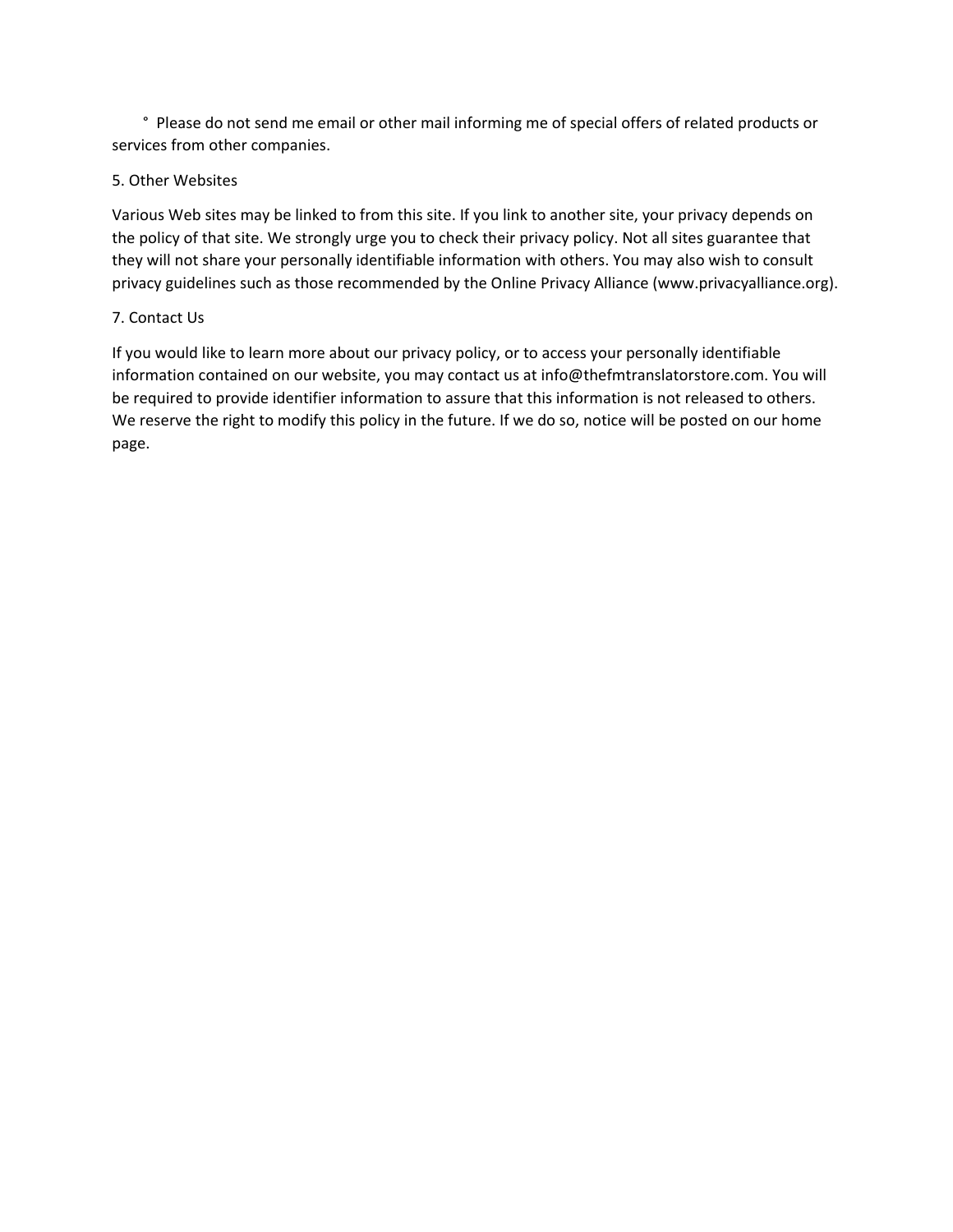° Please do not send me email or other mail informing me of special offers of related products or services from other companies.

5. Other Websites

Various Web sites may be linked to from this site. If you link to another site, your privacy depends on the policy of that site. We strongly urge you to check their privacy policy. Not all sites guarantee that they will not share your personally identifiable information with others. You may also wish to consult privacy guidelines such as those recommended by the Online Privacy Alliance (www.privacyalliance.org).

7. Contact Us

If you would like to learn more about our privacy policy, or to access your personally identifiable information contained on our website, you may contact us at info@thefmtranslatorstore.com. You will be required to provide identifier information to assure that this information is not released to others. We reserve the right to modify this policy in the future. If we do so, notice will be posted on our home page.